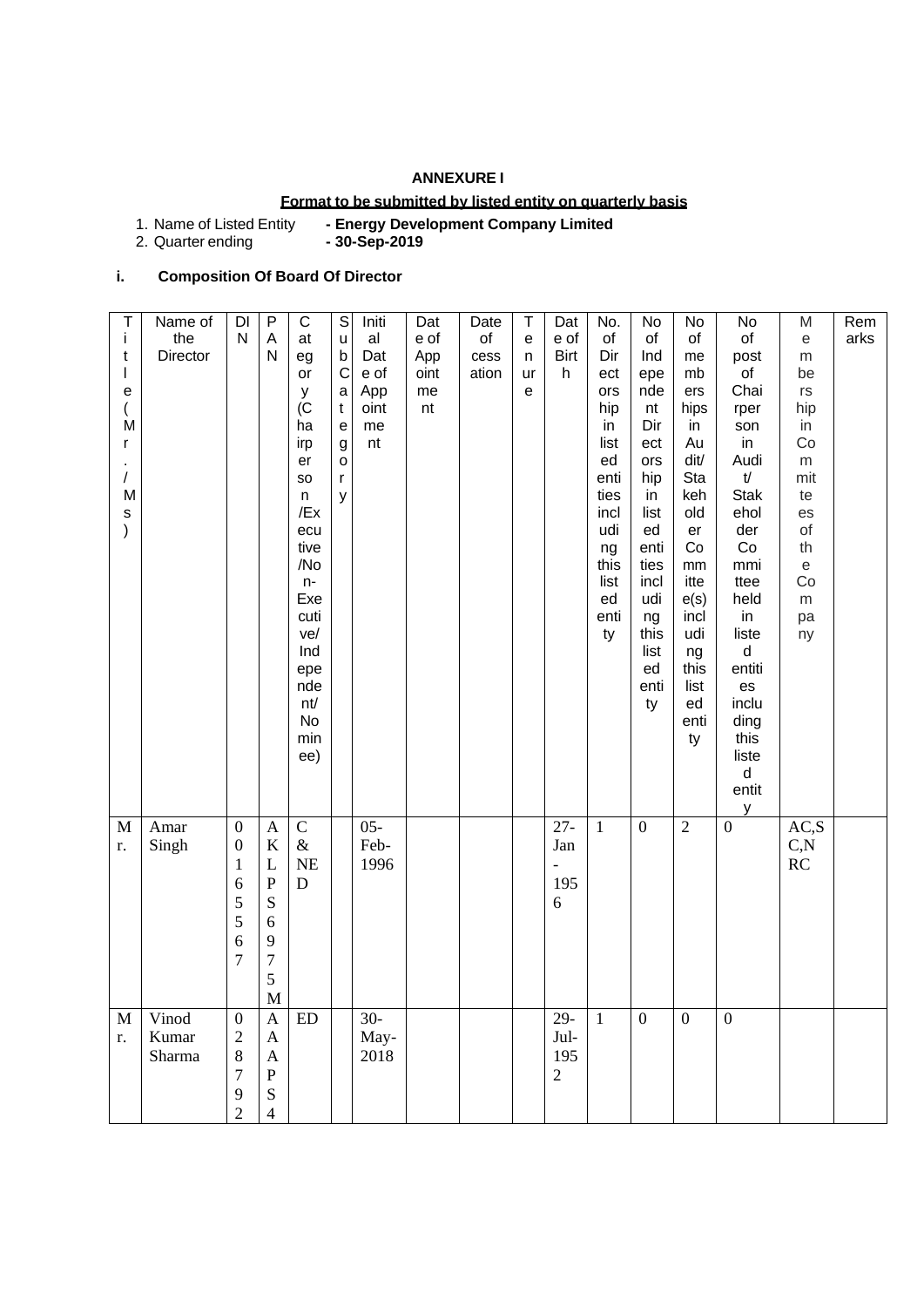**ANNEXURE I**

**Format to be submitted by listed entity on quarterly basis**

1. Name of Listed Entity **- Energy Development Company Limited**
2. Quarter ending **- 30-Sep-2019**

**i. Composition Of Board Of Director**

| Title (Mr./Ms) | Name of the Director | DIN | PAN | Category (Chairperson /Executive/Non-Executive/ Independent/ Nominee) | Sub Category | Initial Date of Appointment | Date of Appointment | Date of cessation | Tenure | Date of Birth | No. of Directorship in listed entities including this listed entity | No of Independent Directorship in listed entities including this listed entity | No of members hips in Audit/ Stakeholder Committee(s) including this listed entity | No of post of Chairperson in Audit/ Stakeholder Committee held in listed entities including this listed entity | Membership in Committees of the Company | Remarks |
|---|---|---|---|---|---|---|---|---|---|---|---|---|---|---|---|---|
| Mr. | Amar Singh | 00165567 | AKLPS6975M | C & NED | | 05-Feb-1996 | | | | 27-Jan-1956 | 1 | 0 | 2 | 0 | AC,SC,NRC | |
| Mr. | Vinod Kumar Sharma | 0287924 | AAAPS4 | ED | | 30-May-2018 | | | | 29-Jul-1952 | 1 | 0 | 0 | 0 | | |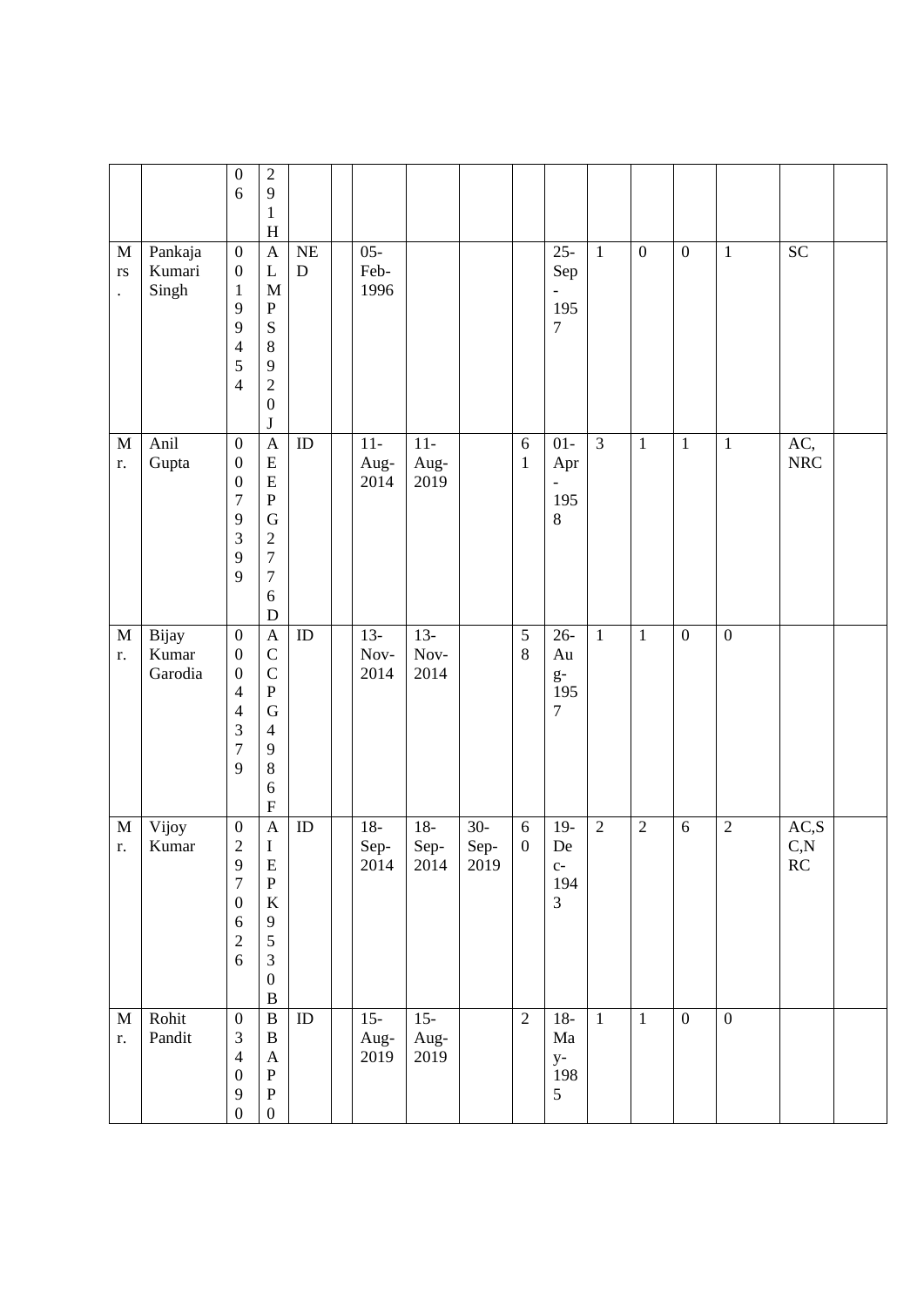|  |  | 06 | 2911H |  |  |  |  |  |  |  |  |  |  |  |  |  |
|---|---|---|---|---|---|---|---|---|---|---|---|---|---|---|---|---|
| Mrs. | Pankaja Kumari Singh | 00199454 | ALMPS8920J | NED |  | 05-Feb-1996 |  |  |  | 25-Sep-1957 | 1 | 0 | 0 | 1 | SC |  |
| Mr. | Anil Gupta | 00079399 | AEEPG2776D | ID |  | 11-Aug-2014 | 11-Aug-2019 |  | 61 | 01-Apr-1958 | 3 | 1 | 1 | 1 | AC, NRC |  |
| Mr. | Bijay Kumar Garodia | 00044379 | ACCPG4986F | ID |  | 13-Nov-2014 | 13-Nov-2014 |  | 58 | 26-Aug-1957 | 1 | 1 | 0 | 0 |  |  |
| Mr. | Vijoy Kumar | 02970626 | AIEPK9530B | ID |  | 18-Sep-2014 | 18-Sep-2014 | 30-Sep-2019 | 60 | 19-Dec-1943 | 2 | 2 | 6 | 2 | AC,SC,NRC |  |
| Mr. | Rohit Pandit | 034090 | BBAPP0 | ID |  | 15-Aug-2019 | 15-Aug-2019 |  | 2 | 18-May-1985 | 1 | 1 | 0 | 0 |  |  |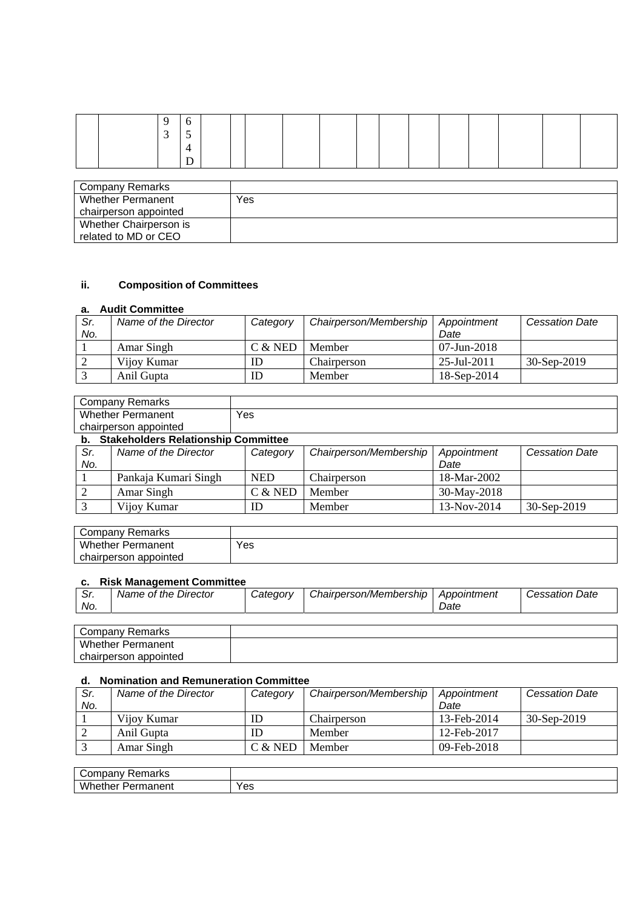|  |  | 9<br>3 | 6<br>5<br>4<br>D |  |  |  |  |  |  |  |  |  |  |  |  |  |
|---|---|---|---|---|---|---|---|---|---|---|---|---|---|---|---|---|

| Company Remarks |  |
|---|---|
| Whether Permanent chairperson appointed | Yes |
| Whether Chairperson is related to MD or CEO |  |

### ii. Composition of Committees

**a. Audit Committee**

| *Sr. No.* | *Name of the Director* | *Category* | *Chairperson/Membership* | *Appointment Date* | *Cessation Date* |
|---|---|---|---|---|---|
| 1 | Amar Singh | C & NED | Member | 07-Jun-2018 |  |
| 2 | Vijoy Kumar | ID | Chairperson | 25-Jul-2011 | 30-Sep-2019 |
| 3 | Anil Gupta | ID | Member | 18-Sep-2014 |  |

| Company Remarks |  |
|---|---|
| Whether Permanent chairperson appointed | Yes |

**b. Stakeholders Relationship Committee**

| *Sr. No.* | *Name of the Director* | *Category* | *Chairperson/Membership* | *Appointment Date* | *Cessation Date* |
|---|---|---|---|---|---|
| 1 | Pankaja Kumari Singh | NED | Chairperson | 18-Mar-2002 |  |
| 2 | Amar Singh | C & NED | Member | 30-May-2018 |  |
| 3 | Vijoy Kumar | ID | Member | 13-Nov-2014 | 30-Sep-2019 |

| Company Remarks |  |
|---|---|
| Whether Permanent chairperson appointed | Yes |

**c. Risk Management Committee**

| *Sr. No.* | *Name of the Director* | *Category* | *Chairperson/Membership* | *Appointment Date* | *Cessation Date* |
|---|---|---|---|---|---|

| Company Remarks |  |
|---|---|
| Whether Permanent chairperson appointed |  |

**d. Nomination and Remuneration Committee**

| *Sr. No.* | *Name of the Director* | *Category* | *Chairperson/Membership* | *Appointment Date* | *Cessation Date* |
|---|---|---|---|---|---|
| 1 | Vijoy Kumar | ID | Chairperson | 13-Feb-2014 | 30-Sep-2019 |
| 2 | Anil Gupta | ID | Member | 12-Feb-2017 |  |
| 3 | Amar Singh | C & NED | Member | 09-Feb-2018 |  |

| Company Remarks |  |
|---|---|
| Whether Permanent | Yes |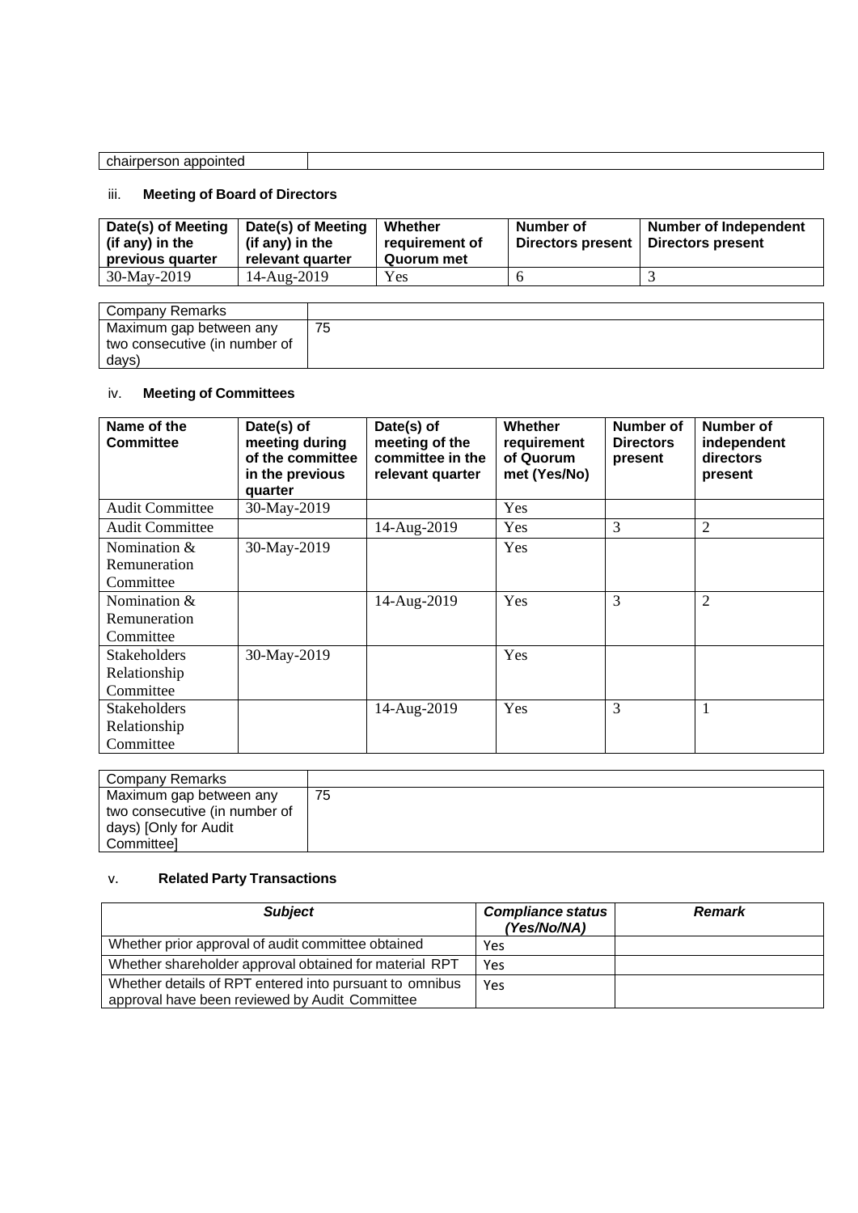| chairperson appointed | |
|---|---|

### iii. **Meeting of Board of Directors**

| Date(s) of Meeting (if any) in the previous quarter | Date(s) of Meeting (if any) in the relevant quarter | Whether requirement of Quorum met | Number of Directors present | Number of Independent Directors present |
|---|---|---|---|---|
| 30-May-2019 | 14-Aug-2019 | Yes | 6 | 3 |

| Company Remarks | |
|---|---|
| Maximum gap between any two consecutive (in number of days) | 75 |

### iv. **Meeting of Committees**

| Name of the Committee | Date(s) of meeting during of the committee in the previous quarter | Date(s) of meeting of the committee in the relevant quarter | Whether requirement of Quorum met (Yes/No) | Number of Directors present | Number of independent directors present |
|---|---|---|---|---|---|
| Audit Committee | 30-May-2019 | | Yes | | |
| Audit Committee | | 14-Aug-2019 | Yes | 3 | 2 |
| Nomination & Remuneration Committee | 30-May-2019 | | Yes | | |
| Nomination & Remuneration Committee | | 14-Aug-2019 | Yes | 3 | 2 |
| Stakeholders Relationship Committee | 30-May-2019 | | Yes | | |
| Stakeholders Relationship Committee | | 14-Aug-2019 | Yes | 3 | 1 |

| Company Remarks | |
|---|---|
| Maximum gap between any two consecutive (in number of days) [Only for Audit Committee] | 75 |

### v. **Related Party Transactions**

| *Subject* | *Compliance status (Yes/No/NA)* | *Remark* |
|---|---|---|
| Whether prior approval of audit committee obtained | Yes | |
| Whether shareholder approval obtained for material RPT | Yes | |
| Whether details of RPT entered into pursuant to omnibus approval have been reviewed by Audit Committee | Yes | |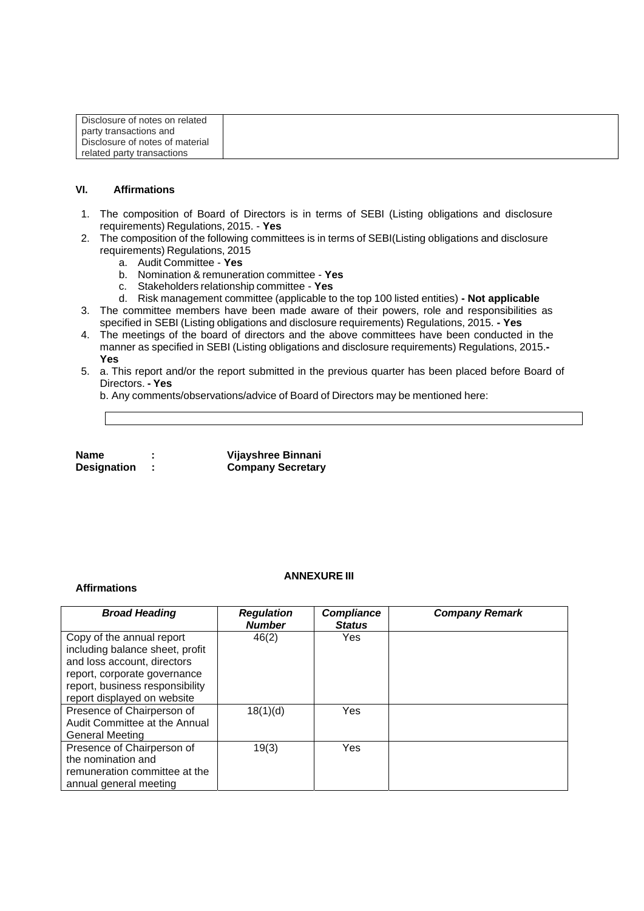| Disclosure of notes on related party transactions and Disclosure of notes of material related party transactions | |
|---|---|

### VI. Affirmations

1. The composition of Board of Directors is in terms of SEBI (Listing obligations and disclosure requirements) Regulations, 2015. - **Yes**
2. The composition of the following committees is in terms of SEBI(Listing obligations and disclosure requirements) Regulations, 2015
   a. Audit Committee - **Yes**
   b. Nomination & remuneration committee - **Yes**
   c. Stakeholders relationship committee - **Yes**
   d. Risk management committee (applicable to the top 100 listed entities) **- Not applicable**
3. The committee members have been made aware of their powers, role and responsibilities as specified in SEBI (Listing obligations and disclosure requirements) Regulations, 2015. **- Yes**
4. The meetings of the board of directors and the above committees have been conducted in the manner as specified in SEBI (Listing obligations and disclosure requirements) Regulations, 2015.**- Yes**
5. a. This report and/or the report submitted in the previous quarter has been placed before Board of Directors. **- Yes**

   b. Any comments/observations/advice of Board of Directors may be mentioned here:

| |
|---|

**Name : Vijayshree Binnani**
**Designation : Company Secretary**

**ANNEXURE III**

**Affirmations**

| ***Broad Heading*** | ***Regulation Number*** | ***Compliance Status*** | ***Company Remark*** |
|---|---|---|---|
| Copy of the annual report including balance sheet, profit and loss account, directors report, corporate governance report, business responsibility report displayed on website | 46(2) | Yes | |
| Presence of Chairperson of Audit Committee at the Annual General Meeting | 18(1)(d) | Yes | |
| Presence of Chairperson of the nomination and remuneration committee at the annual general meeting | 19(3) | Yes | |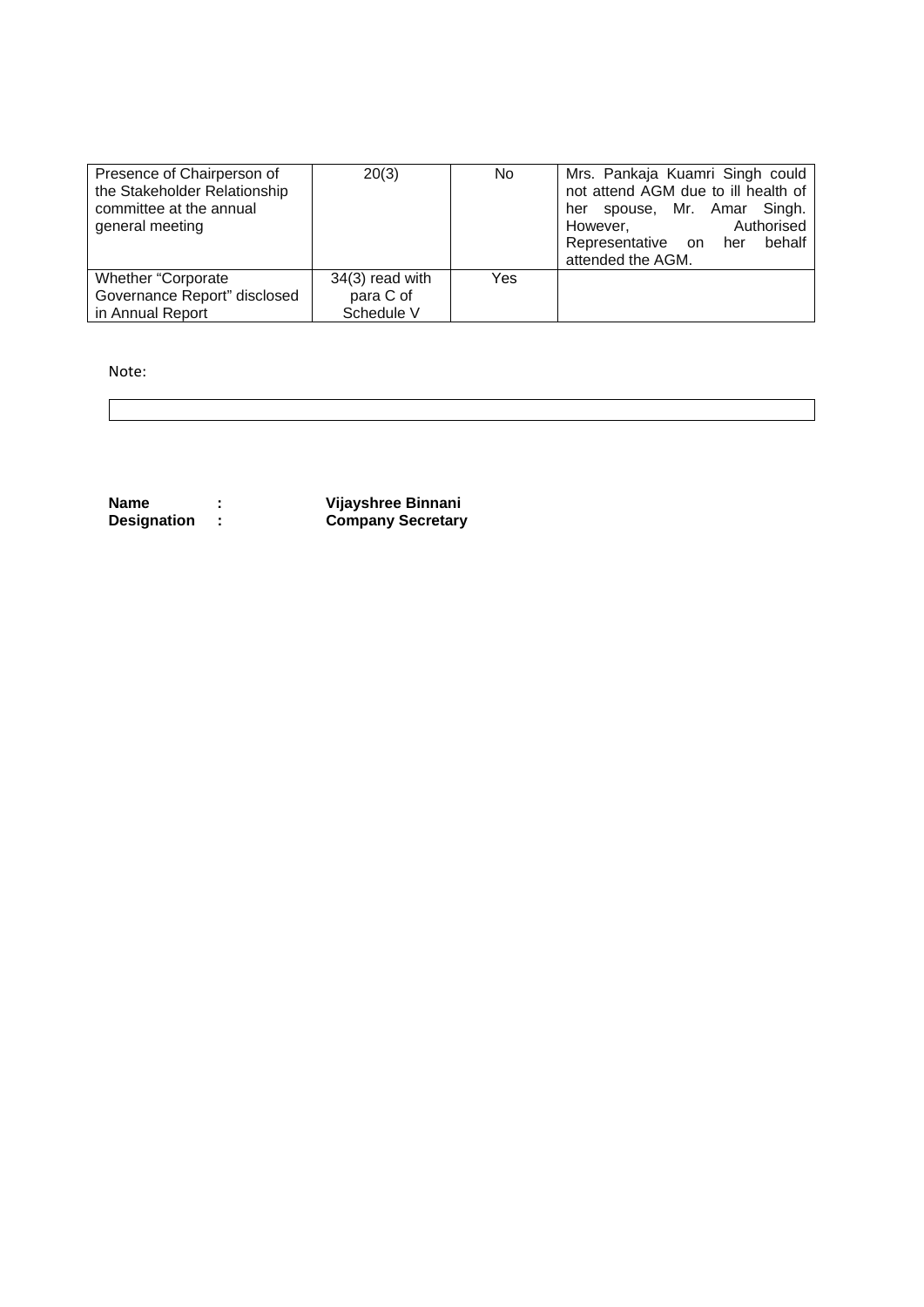| | | | |
|---|---|---|---|
| Presence of Chairperson of the Stakeholder Relationship committee at the annual general meeting | 20(3) | No | Mrs. Pankaja Kuamri Singh could not attend AGM due to ill health of her spouse, Mr. Amar Singh. However, Authorised Representative on her behalf attended the AGM. |
| Whether "Corporate Governance Report" disclosed in Annual Report | 34(3) read with para C of Schedule V | Yes | |

Note:

| |
|---|
| |

**Name : Vijayshree Binnani**
**Designation : Company Secretary**